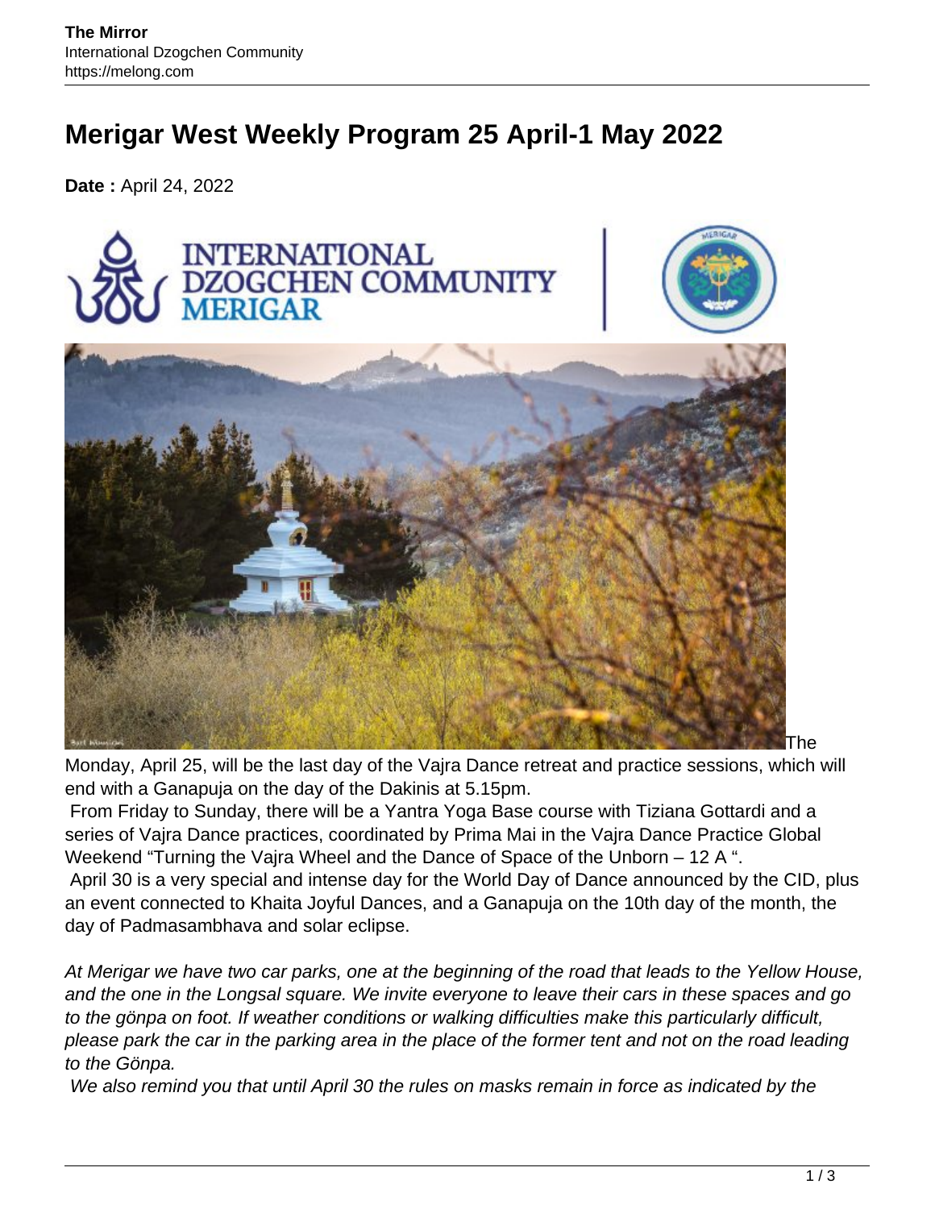# Merigar West Weekly Program 25 April-1 May 2022

**Date :** April 24, 2022

The Monday, April 25, will be the last day of the Vajra Dance retreat and practice sessions, which will end with a Ganapuja on the day of the Dakinis at 5.15pm.

From Friday to Sunday, there will be a Yantra Yoga Base course with Tiziana Gottardi and a series of Vajra Dance practices, coordinated by Prima Mai in the Vajra Dance Practice Global Weekend "Turning the Vajra Wheel and the Dance of Space of the Unborn – 12 A ".

April 30 is a very special and intense day for the World Day of Dance announced by the CID, plus an event connected to Khaita Joyful Dances, and a Ganapuja on the 10th day of the month, the day of Padmasambhava and solar eclipse.

*At Merigar we have two car parks, one at the beginning of the road that leads to the Yellow House, and the one in the Longsal square. We invite everyone to leave their cars in these spaces and go to the gönpa on foot. If weather conditions or walking difficulties make this particularly difficult, please park the car in the parking area in the place of the former tent and not on the road leading to the Gönpa.*

*We also remind you that until April 30 the rules on masks remain in force as indicated by the*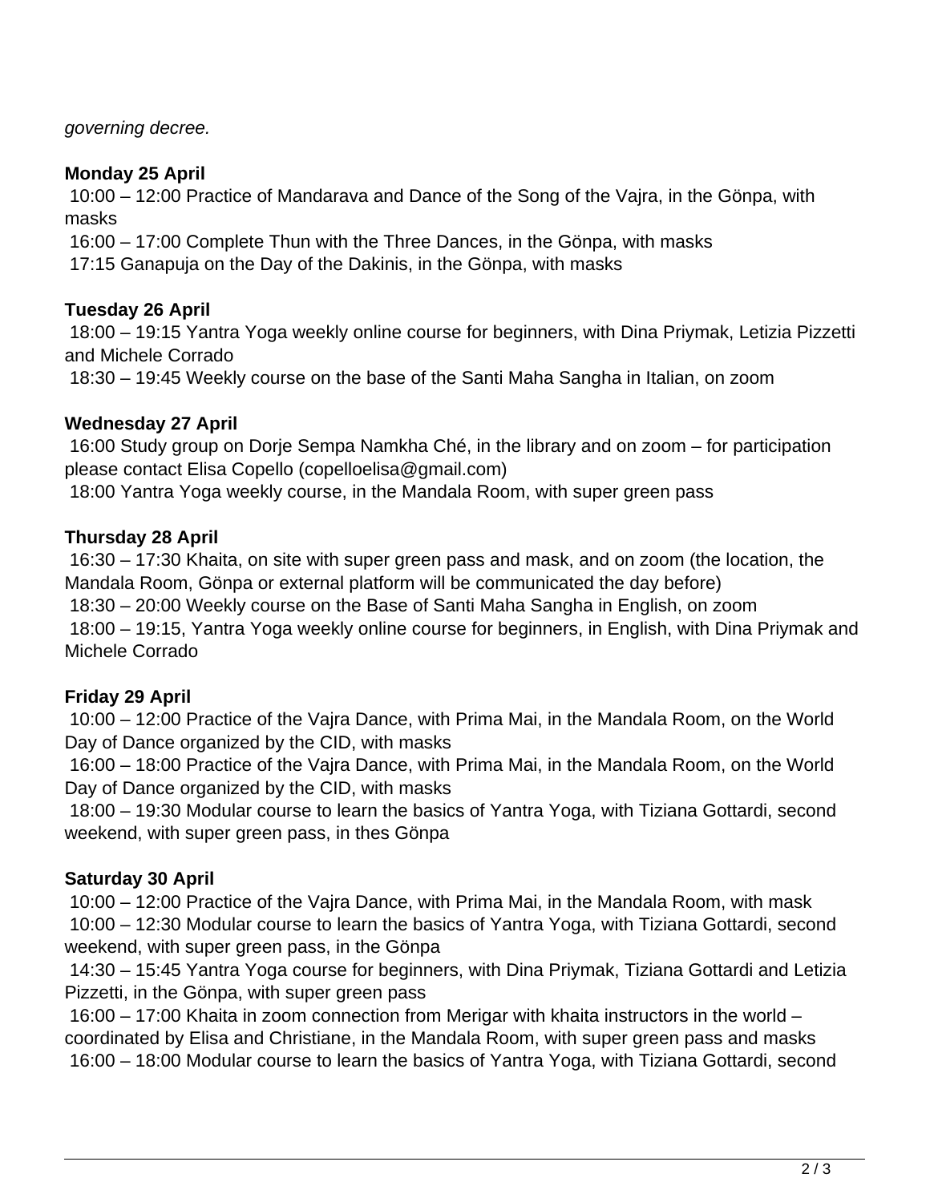*governing decree.*

**Monday 25 April**

10:00 – 12:00 Practice of Mandarava and Dance of the Song of the Vajra, in the Gönpa, with masks
16:00 – 17:00 Complete Thun with the Three Dances, in the Gönpa, with masks
17:15 Ganapuja on the Day of the Dakinis, in the Gönpa, with masks

**Tuesday 26 April**

18:00 – 19:15 Yantra Yoga weekly online course for beginners, with Dina Priymak, Letizia Pizzetti and Michele Corrado
18:30 – 19:45 Weekly course on the base of the Santi Maha Sangha in Italian, on zoom

**Wednesday 27 April**

16:00 Study group on Dorje Sempa Namkha Ché, in the library and on zoom – for participation please contact Elisa Copello (copelloelisa@gmail.com)
18:00 Yantra Yoga weekly course, in the Mandala Room, with super green pass

**Thursday 28 April**

16:30 – 17:30 Khaita, on site with super green pass and mask, and on zoom (the location, the Mandala Room, Gönpa or external platform will be communicated the day before)
18:30 – 20:00 Weekly course on the Base of Santi Maha Sangha in English, on zoom
18:00 – 19:15, Yantra Yoga weekly online course for beginners, in English, with Dina Priymak and Michele Corrado

**Friday 29 April**

10:00 – 12:00 Practice of the Vajra Dance, with Prima Mai, in the Mandala Room, on the World Day of Dance organized by the CID, with masks
16:00 – 18:00 Practice of the Vajra Dance, with Prima Mai, in the Mandala Room, on the World Day of Dance organized by the CID, with masks
18:00 – 19:30 Modular course to learn the basics of Yantra Yoga, with Tiziana Gottardi, second weekend, with super green pass, in thes Gönpa

**Saturday 30 April**

10:00 – 12:00 Practice of the Vajra Dance, with Prima Mai, in the Mandala Room, with mask
10:00 – 12:30 Modular course to learn the basics of Yantra Yoga, with Tiziana Gottardi, second weekend, with super green pass, in the Gönpa
14:30 – 15:45 Yantra Yoga course for beginners, with Dina Priymak, Tiziana Gottardi and Letizia Pizzetti, in the Gönpa, with super green pass
16:00 – 17:00 Khaita in zoom connection from Merigar with khaita instructors in the world – coordinated by Elisa and Christiane, in the Mandala Room, with super green pass and masks
16:00 – 18:00 Modular course to learn the basics of Yantra Yoga, with Tiziana Gottardi, second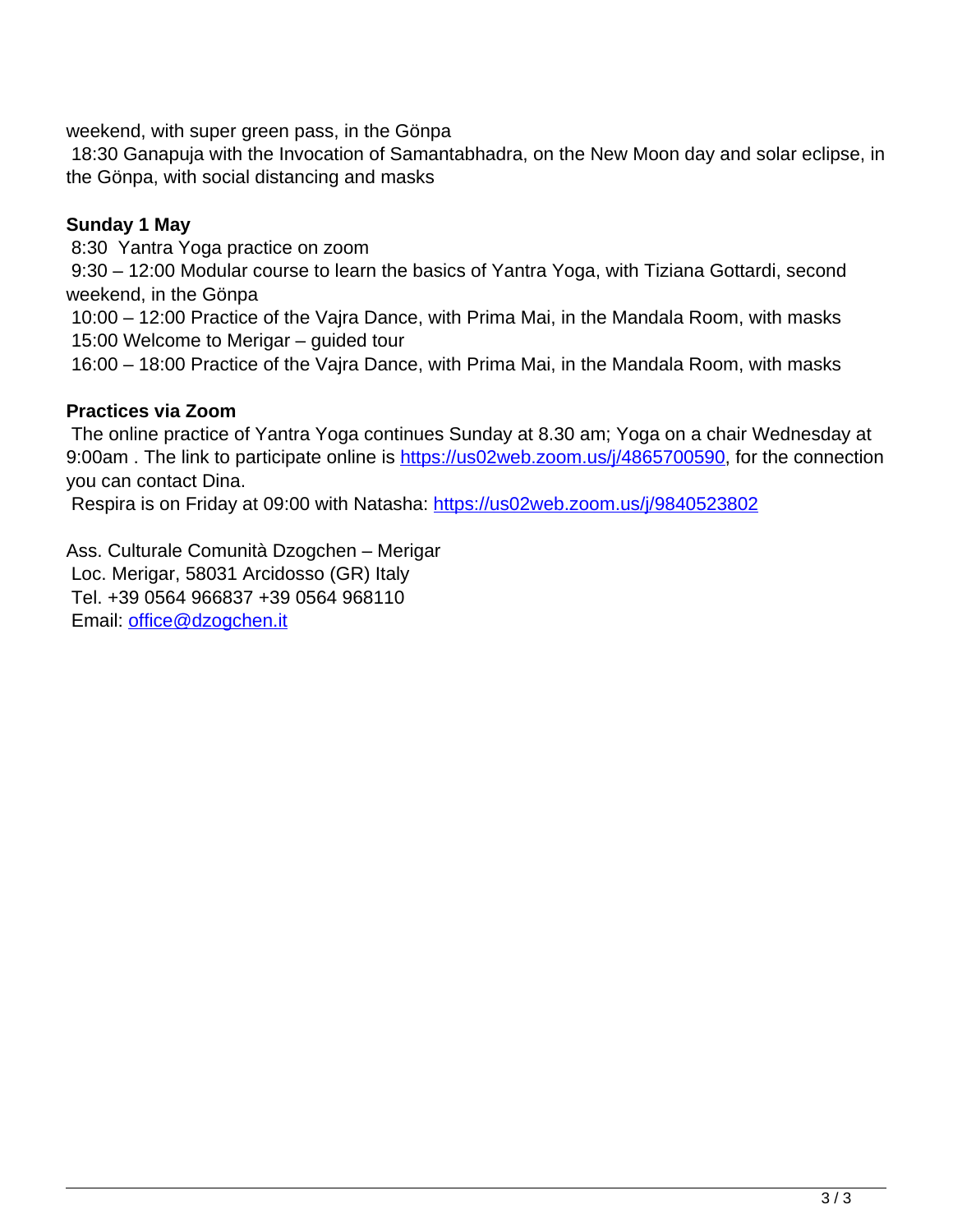weekend, with super green pass, in the Gönpa
18:30 Ganapuja with the Invocation of Samantabhadra, on the New Moon day and solar eclipse, in the Gönpa, with social distancing and masks

**Sunday 1 May**
8:30 Yantra Yoga practice on zoom
9:30 – 12:00 Modular course to learn the basics of Yantra Yoga, with Tiziana Gottardi, second weekend, in the Gönpa
10:00 – 12:00 Practice of the Vajra Dance, with Prima Mai, in the Mandala Room, with masks
15:00 Welcome to Merigar – guided tour
16:00 – 18:00 Practice of the Vajra Dance, with Prima Mai, in the Mandala Room, with masks

**Practices via Zoom**
The online practice of Yantra Yoga continues Sunday at 8.30 am; Yoga on a chair Wednesday at 9:00am . The link to participate online is https://us02web.zoom.us/j/4865700590, for the connection you can contact Dina.
Respira is on Friday at 09:00 with Natasha: https://us02web.zoom.us/j/9840523802

Ass. Culturale Comunità Dzogchen – Merigar
Loc. Merigar, 58031 Arcidosso (GR) Italy
Tel. +39 0564 966837 +39 0564 968110
Email: office@dzogchen.it